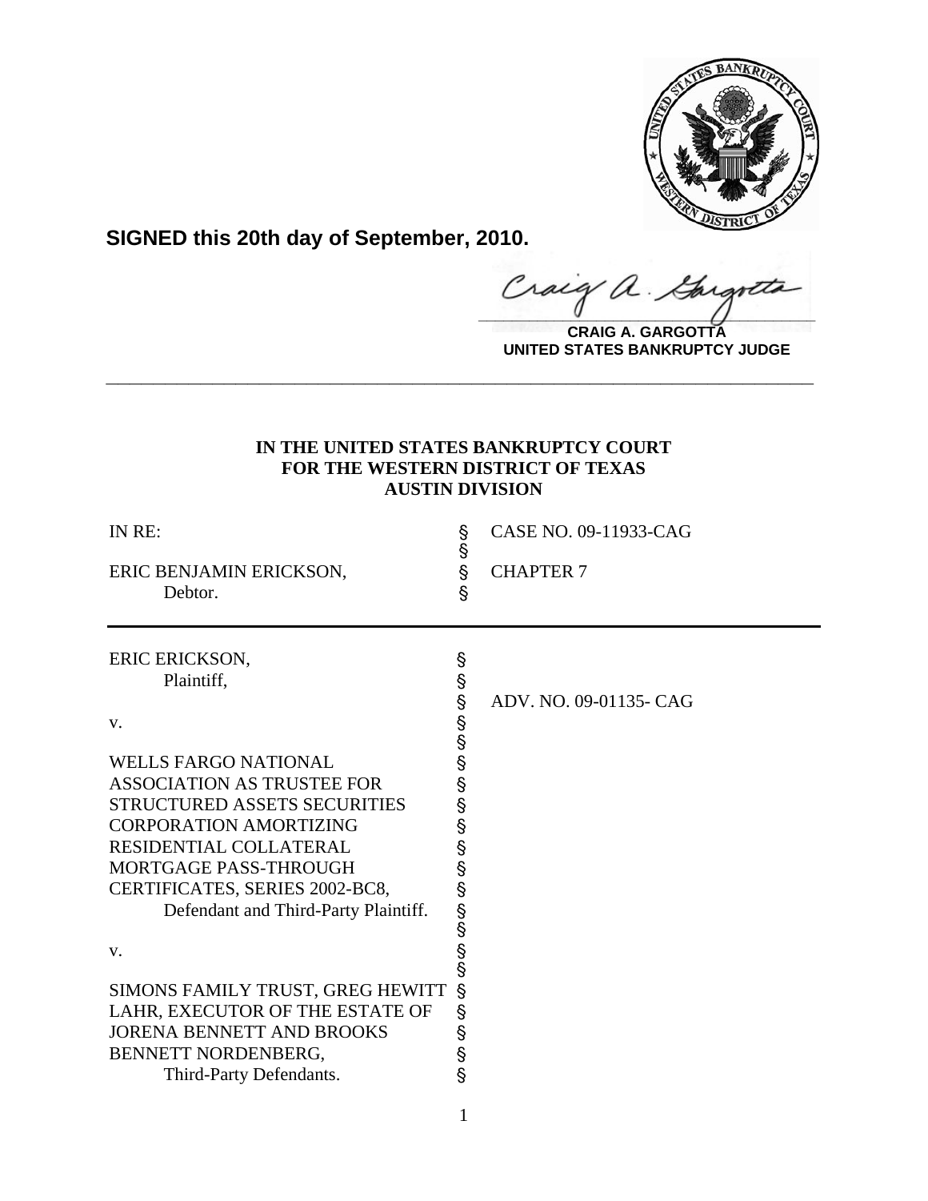**SIGNED this 20th day of September, 2010.**

**CRAIG A. GARGOTTA**
**UNITED STATES BANKRUPTCY JUDGE**

---

**IN THE UNITED STATES BANKRUPTCY COURT**
**FOR THE WESTERN DISTRICT OF TEXAS**
**AUSTIN DIVISION**

| | | |
|---|---|---|
| IN RE: | § | CASE NO. 09-11933-CAG |
| | § | |
| ERIC BENJAMIN ERICKSON, | § | CHAPTER 7 |
| Debtor. | § | |

---

| | | |
|---|---|---|
| ERIC ERICKSON, | § | |
| Plaintiff, | § | |
| | § | ADV. NO. 09-01135- CAG |
| v. | § | |
| | § | |
| WELLS FARGO NATIONAL ASSOCIATION AS TRUSTEE FOR STRUCTURED ASSETS SECURITIES CORPORATION AMORTIZING RESIDENTIAL COLLATERAL MORTGAGE PASS-THROUGH CERTIFICATES, SERIES 2002-BC8, | § | |
| Defendant and Third-Party Plaintiff. | § | |
| | § | |
| v. | § | |
| | § | |
| SIMONS FAMILY TRUST, GREG HEWITT LAHR, EXECUTOR OF THE ESTATE OF JORENA BENNETT AND BROOKS BENNETT NORDENBERG, | § | |
| Third-Party Defendants. | § | |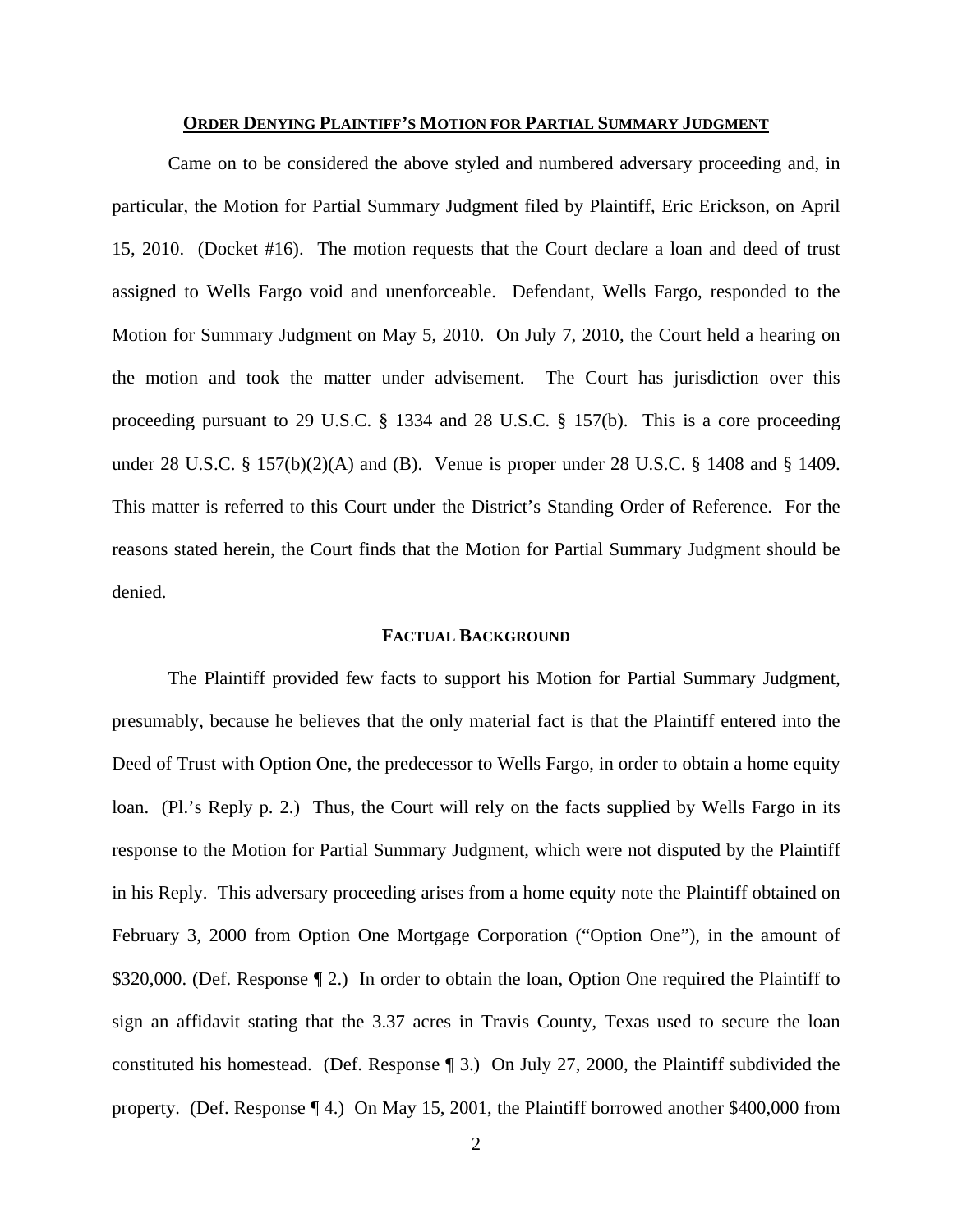## ORDER DENYING PLAINTIFF'S MOTION FOR PARTIAL SUMMARY JUDGMENT

Came on to be considered the above styled and numbered adversary proceeding and, in particular, the Motion for Partial Summary Judgment filed by Plaintiff, Eric Erickson, on April 15, 2010. (Docket #16). The motion requests that the Court declare a loan and deed of trust assigned to Wells Fargo void and unenforceable. Defendant, Wells Fargo, responded to the Motion for Summary Judgment on May 5, 2010. On July 7, 2010, the Court held a hearing on the motion and took the matter under advisement. The Court has jurisdiction over this proceeding pursuant to 29 U.S.C. § 1334 and 28 U.S.C. § 157(b). This is a core proceeding under 28 U.S.C. § 157(b)(2)(A) and (B). Venue is proper under 28 U.S.C. § 1408 and § 1409. This matter is referred to this Court under the District's Standing Order of Reference. For the reasons stated herein, the Court finds that the Motion for Partial Summary Judgment should be denied.

### FACTUAL BACKGROUND

The Plaintiff provided few facts to support his Motion for Partial Summary Judgment, presumably, because he believes that the only material fact is that the Plaintiff entered into the Deed of Trust with Option One, the predecessor to Wells Fargo, in order to obtain a home equity loan. (Pl.'s Reply p. 2.) Thus, the Court will rely on the facts supplied by Wells Fargo in its response to the Motion for Partial Summary Judgment, which were not disputed by the Plaintiff in his Reply. This adversary proceeding arises from a home equity note the Plaintiff obtained on February 3, 2000 from Option One Mortgage Corporation ("Option One"), in the amount of $320,000. (Def. Response ¶ 2.) In order to obtain the loan, Option One required the Plaintiff to sign an affidavit stating that the 3.37 acres in Travis County, Texas used to secure the loan constituted his homestead. (Def. Response ¶ 3.) On July 27, 2000, the Plaintiff subdivided the property. (Def. Response ¶ 4.) On May 15, 2001, the Plaintiff borrowed another $400,000 from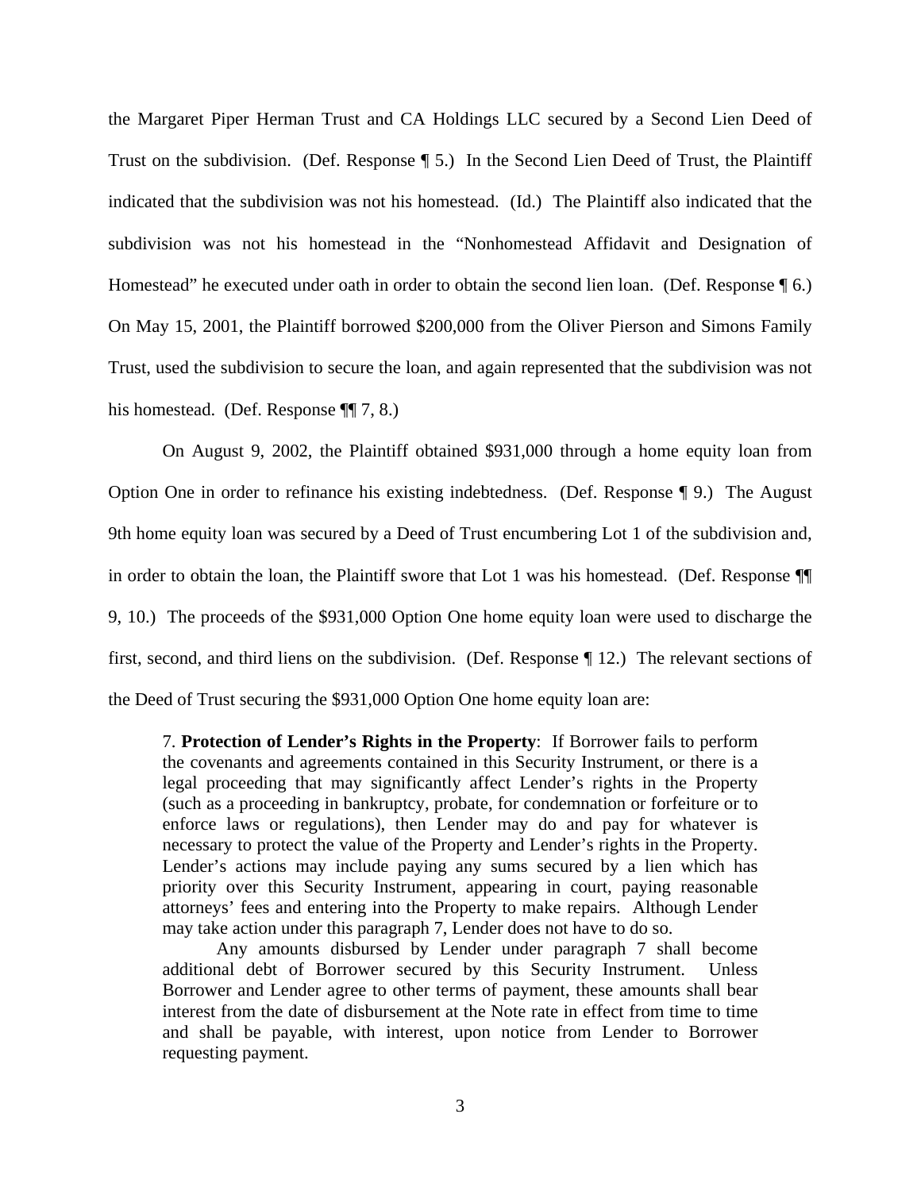the Margaret Piper Herman Trust and CA Holdings LLC secured by a Second Lien Deed of Trust on the subdivision. (Def. Response ¶ 5.) In the Second Lien Deed of Trust, the Plaintiff indicated that the subdivision was not his homestead. (Id.) The Plaintiff also indicated that the subdivision was not his homestead in the "Nonhomestead Affidavit and Designation of Homestead" he executed under oath in order to obtain the second lien loan. (Def. Response ¶ 6.) On May 15, 2001, the Plaintiff borrowed $200,000 from the Oliver Pierson and Simons Family Trust, used the subdivision to secure the loan, and again represented that the subdivision was not his homestead. (Def. Response ¶¶ 7, 8.)

On August 9, 2002, the Plaintiff obtained $931,000 through a home equity loan from Option One in order to refinance his existing indebtedness. (Def. Response ¶ 9.) The August 9th home equity loan was secured by a Deed of Trust encumbering Lot 1 of the subdivision and, in order to obtain the loan, the Plaintiff swore that Lot 1 was his homestead. (Def. Response ¶¶ 9, 10.) The proceeds of the $931,000 Option One home equity loan were used to discharge the first, second, and third liens on the subdivision. (Def. Response ¶ 12.) The relevant sections of the Deed of Trust securing the $931,000 Option One home equity loan are:

> 7. **Protection of Lender's Rights in the Property**: If Borrower fails to perform the covenants and agreements contained in this Security Instrument, or there is a legal proceeding that may significantly affect Lender's rights in the Property (such as a proceeding in bankruptcy, probate, for condemnation or forfeiture or to enforce laws or regulations), then Lender may do and pay for whatever is necessary to protect the value of the Property and Lender's rights in the Property. Lender's actions may include paying any sums secured by a lien which has priority over this Security Instrument, appearing in court, paying reasonable attorneys' fees and entering into the Property to make repairs. Although Lender may take action under this paragraph 7, Lender does not have to do so.
>
> Any amounts disbursed by Lender under paragraph 7 shall become additional debt of Borrower secured by this Security Instrument. Unless Borrower and Lender agree to other terms of payment, these amounts shall bear interest from the date of disbursement at the Note rate in effect from time to time and shall be payable, with interest, upon notice from Lender to Borrower requesting payment.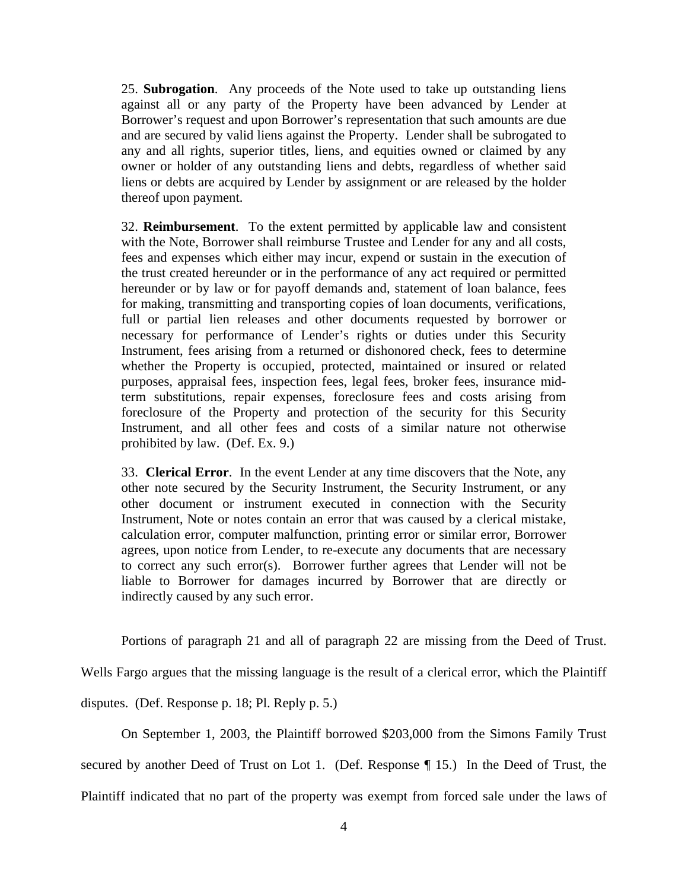> 25. **Subrogation**. Any proceeds of the Note used to take up outstanding liens against all or any party of the Property have been advanced by Lender at Borrower's request and upon Borrower's representation that such amounts are due and are secured by valid liens against the Property. Lender shall be subrogated to any and all rights, superior titles, liens, and equities owned or claimed by any owner or holder of any outstanding liens and debts, regardless of whether said liens or debts are acquired by Lender by assignment or are released by the holder thereof upon payment.
>
> 32. **Reimbursement**. To the extent permitted by applicable law and consistent with the Note, Borrower shall reimburse Trustee and Lender for any and all costs, fees and expenses which either may incur, expend or sustain in the execution of the trust created hereunder or in the performance of any act required or permitted hereunder or by law or for payoff demands and, statement of loan balance, fees for making, transmitting and transporting copies of loan documents, verifications, full or partial lien releases and other documents requested by borrower or necessary for performance of Lender's rights or duties under this Security Instrument, fees arising from a returned or dishonored check, fees to determine whether the Property is occupied, protected, maintained or insured or related purposes, appraisal fees, inspection fees, legal fees, broker fees, insurance mid-term substitutions, repair expenses, foreclosure fees and costs arising from foreclosure of the Property and protection of the security for this Security Instrument, and all other fees and costs of a similar nature not otherwise prohibited by law. (Def. Ex. 9.)
>
> 33. **Clerical Error**. In the event Lender at any time discovers that the Note, any other note secured by the Security Instrument, the Security Instrument, or any other document or instrument executed in connection with the Security Instrument, Note or notes contain an error that was caused by a clerical mistake, calculation error, computer malfunction, printing error or similar error, Borrower agrees, upon notice from Lender, to re-execute any documents that are necessary to correct any such error(s). Borrower further agrees that Lender will not be liable to Borrower for damages incurred by Borrower that are directly or indirectly caused by any such error.

Portions of paragraph 21 and all of paragraph 22 are missing from the Deed of Trust. Wells Fargo argues that the missing language is the result of a clerical error, which the Plaintiff disputes. (Def. Response p. 18; Pl. Reply p. 5.)

On September 1, 2003, the Plaintiff borrowed $203,000 from the Simons Family Trust secured by another Deed of Trust on Lot 1. (Def. Response ¶ 15.) In the Deed of Trust, the Plaintiff indicated that no part of the property was exempt from forced sale under the laws of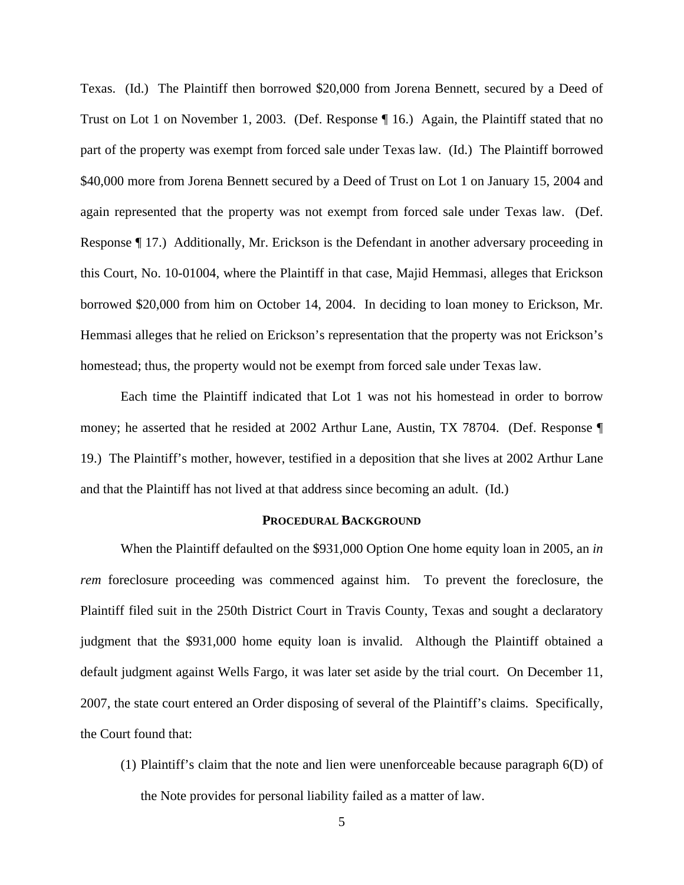Texas. (Id.) The Plaintiff then borrowed $20,000 from Jorena Bennett, secured by a Deed of Trust on Lot 1 on November 1, 2003. (Def. Response ¶ 16.) Again, the Plaintiff stated that no part of the property was exempt from forced sale under Texas law. (Id.) The Plaintiff borrowed $40,000 more from Jorena Bennett secured by a Deed of Trust on Lot 1 on January 15, 2004 and again represented that the property was not exempt from forced sale under Texas law. (Def. Response ¶ 17.) Additionally, Mr. Erickson is the Defendant in another adversary proceeding in this Court, No. 10-01004, where the Plaintiff in that case, Majid Hemmasi, alleges that Erickson borrowed $20,000 from him on October 14, 2004. In deciding to loan money to Erickson, Mr. Hemmasi alleges that he relied on Erickson's representation that the property was not Erickson's homestead; thus, the property would not be exempt from forced sale under Texas law.

Each time the Plaintiff indicated that Lot 1 was not his homestead in order to borrow money; he asserted that he resided at 2002 Arthur Lane, Austin, TX 78704. (Def. Response ¶ 19.) The Plaintiff's mother, however, testified in a deposition that she lives at 2002 Arthur Lane and that the Plaintiff has not lived at that address since becoming an adult. (Id.)

## PROCEDURAL BACKGROUND

When the Plaintiff defaulted on the $931,000 Option One home equity loan in 2005, an *in rem* foreclosure proceeding was commenced against him. To prevent the foreclosure, the Plaintiff filed suit in the 250th District Court in Travis County, Texas and sought a declaratory judgment that the $931,000 home equity loan is invalid. Although the Plaintiff obtained a default judgment against Wells Fargo, it was later set aside by the trial court. On December 11, 2007, the state court entered an Order disposing of several of the Plaintiff's claims. Specifically, the Court found that:

(1) Plaintiff's claim that the note and lien were unenforceable because paragraph 6(D) of the Note provides for personal liability failed as a matter of law.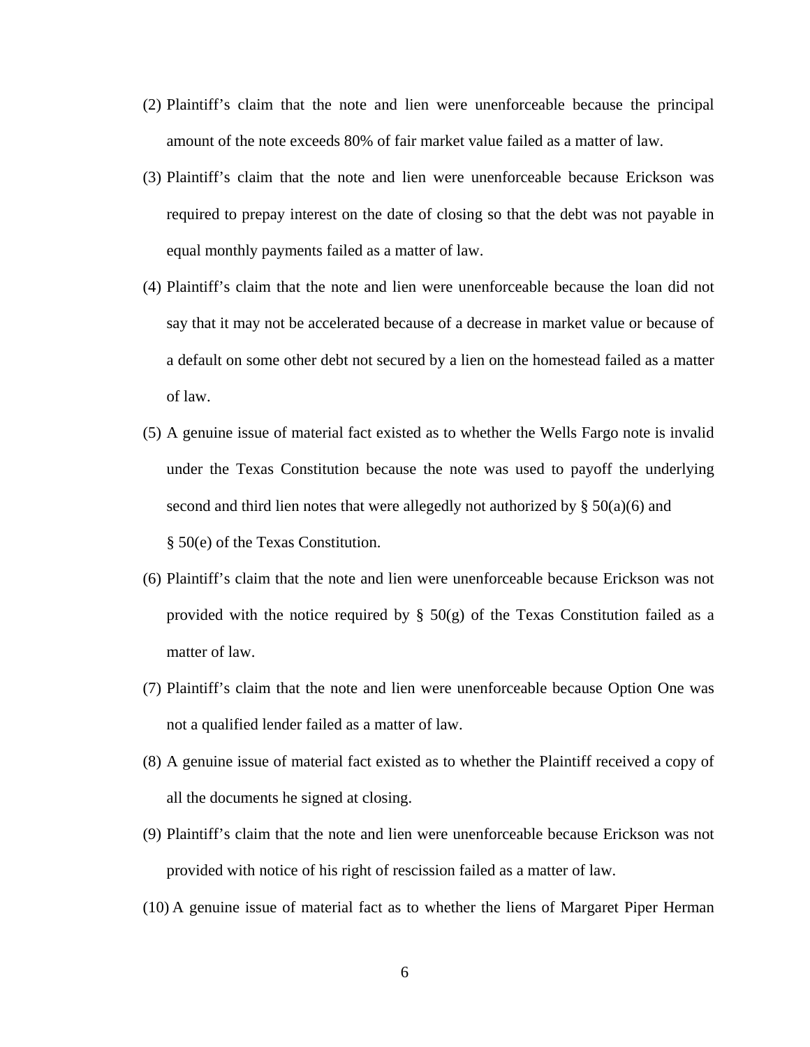(2) Plaintiff's claim that the note and lien were unenforceable because the principal amount of the note exceeds 80% of fair market value failed as a matter of law.

(3) Plaintiff's claim that the note and lien were unenforceable because Erickson was required to prepay interest on the date of closing so that the debt was not payable in equal monthly payments failed as a matter of law.

(4) Plaintiff's claim that the note and lien were unenforceable because the loan did not say that it may not be accelerated because of a decrease in market value or because of a default on some other debt not secured by a lien on the homestead failed as a matter of law.

(5) A genuine issue of material fact existed as to whether the Wells Fargo note is invalid under the Texas Constitution because the note was used to payoff the underlying second and third lien notes that were allegedly not authorized by § 50(a)(6) and § 50(e) of the Texas Constitution.

(6) Plaintiff's claim that the note and lien were unenforceable because Erickson was not provided with the notice required by § 50(g) of the Texas Constitution failed as a matter of law.

(7) Plaintiff's claim that the note and lien were unenforceable because Option One was not a qualified lender failed as a matter of law.

(8) A genuine issue of material fact existed as to whether the Plaintiff received a copy of all the documents he signed at closing.

(9) Plaintiff's claim that the note and lien were unenforceable because Erickson was not provided with notice of his right of rescission failed as a matter of law.

(10) A genuine issue of material fact as to whether the liens of Margaret Piper Herman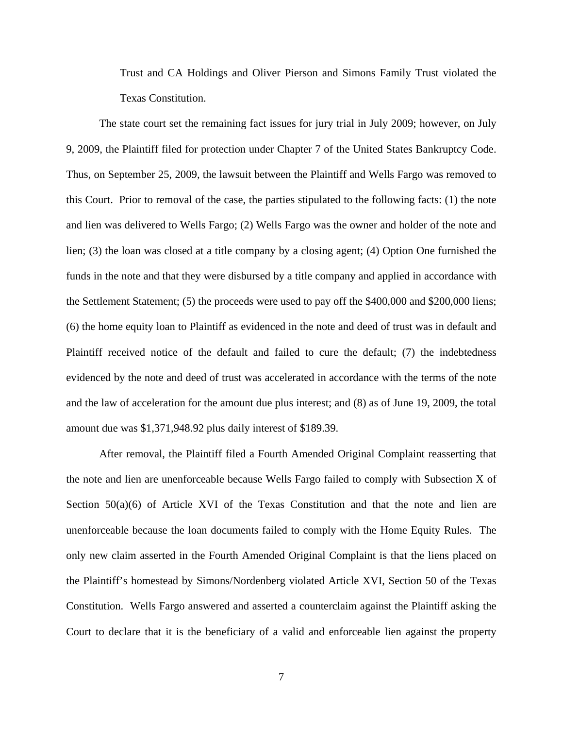Trust and CA Holdings and Oliver Pierson and Simons Family Trust violated the Texas Constitution.

The state court set the remaining fact issues for jury trial in July 2009; however, on July 9, 2009, the Plaintiff filed for protection under Chapter 7 of the United States Bankruptcy Code. Thus, on September 25, 2009, the lawsuit between the Plaintiff and Wells Fargo was removed to this Court. Prior to removal of the case, the parties stipulated to the following facts: (1) the note and lien was delivered to Wells Fargo; (2) Wells Fargo was the owner and holder of the note and lien; (3) the loan was closed at a title company by a closing agent; (4) Option One furnished the funds in the note and that they were disbursed by a title company and applied in accordance with the Settlement Statement; (5) the proceeds were used to pay off the $400,000 and $200,000 liens; (6) the home equity loan to Plaintiff as evidenced in the note and deed of trust was in default and Plaintiff received notice of the default and failed to cure the default; (7) the indebtedness evidenced by the note and deed of trust was accelerated in accordance with the terms of the note and the law of acceleration for the amount due plus interest; and (8) as of June 19, 2009, the total amount due was $1,371,948.92 plus daily interest of $189.39.

After removal, the Plaintiff filed a Fourth Amended Original Complaint reasserting that the note and lien are unenforceable because Wells Fargo failed to comply with Subsection X of Section 50(a)(6) of Article XVI of the Texas Constitution and that the note and lien are unenforceable because the loan documents failed to comply with the Home Equity Rules. The only new claim asserted in the Fourth Amended Original Complaint is that the liens placed on the Plaintiff's homestead by Simons/Nordenberg violated Article XVI, Section 50 of the Texas Constitution. Wells Fargo answered and asserted a counterclaim against the Plaintiff asking the Court to declare that it is the beneficiary of a valid and enforceable lien against the property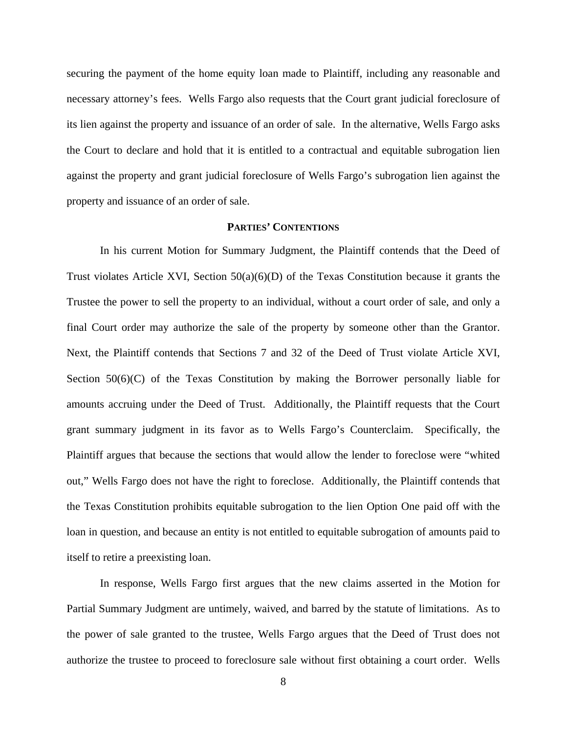securing the payment of the home equity loan made to Plaintiff, including any reasonable and necessary attorney's fees. Wells Fargo also requests that the Court grant judicial foreclosure of its lien against the property and issuance of an order of sale. In the alternative, Wells Fargo asks the Court to declare and hold that it is entitled to a contractual and equitable subrogation lien against the property and grant judicial foreclosure of Wells Fargo's subrogation lien against the property and issuance of an order of sale.

## PARTIES' CONTENTIONS

In his current Motion for Summary Judgment, the Plaintiff contends that the Deed of Trust violates Article XVI, Section 50(a)(6)(D) of the Texas Constitution because it grants the Trustee the power to sell the property to an individual, without a court order of sale, and only a final Court order may authorize the sale of the property by someone other than the Grantor. Next, the Plaintiff contends that Sections 7 and 32 of the Deed of Trust violate Article XVI, Section 50(6)(C) of the Texas Constitution by making the Borrower personally liable for amounts accruing under the Deed of Trust. Additionally, the Plaintiff requests that the Court grant summary judgment in its favor as to Wells Fargo's Counterclaim. Specifically, the Plaintiff argues that because the sections that would allow the lender to foreclose were "whited out," Wells Fargo does not have the right to foreclose. Additionally, the Plaintiff contends that the Texas Constitution prohibits equitable subrogation to the lien Option One paid off with the loan in question, and because an entity is not entitled to equitable subrogation of amounts paid to itself to retire a preexisting loan.

In response, Wells Fargo first argues that the new claims asserted in the Motion for Partial Summary Judgment are untimely, waived, and barred by the statute of limitations. As to the power of sale granted to the trustee, Wells Fargo argues that the Deed of Trust does not authorize the trustee to proceed to foreclosure sale without first obtaining a court order. Wells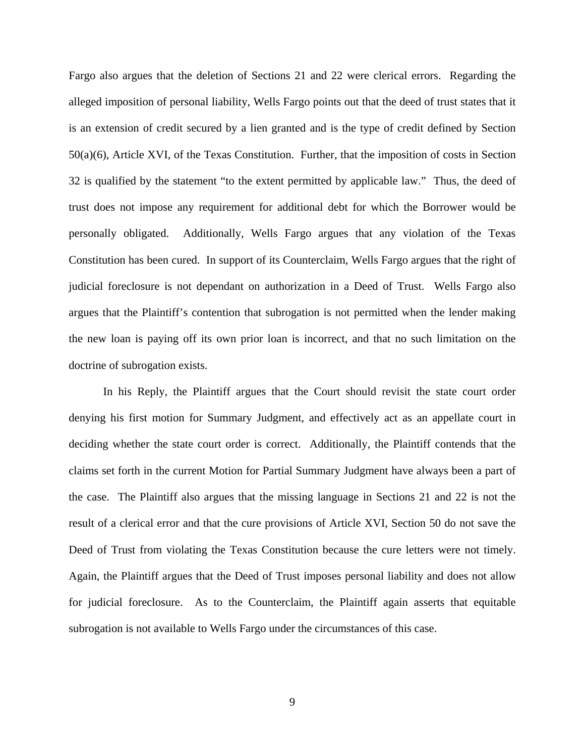Fargo also argues that the deletion of Sections 21 and 22 were clerical errors. Regarding the alleged imposition of personal liability, Wells Fargo points out that the deed of trust states that it is an extension of credit secured by a lien granted and is the type of credit defined by Section 50(a)(6), Article XVI, of the Texas Constitution. Further, that the imposition of costs in Section 32 is qualified by the statement "to the extent permitted by applicable law." Thus, the deed of trust does not impose any requirement for additional debt for which the Borrower would be personally obligated. Additionally, Wells Fargo argues that any violation of the Texas Constitution has been cured. In support of its Counterclaim, Wells Fargo argues that the right of judicial foreclosure is not dependant on authorization in a Deed of Trust. Wells Fargo also argues that the Plaintiff's contention that subrogation is not permitted when the lender making the new loan is paying off its own prior loan is incorrect, and that no such limitation on the doctrine of subrogation exists.

In his Reply, the Plaintiff argues that the Court should revisit the state court order denying his first motion for Summary Judgment, and effectively act as an appellate court in deciding whether the state court order is correct. Additionally, the Plaintiff contends that the claims set forth in the current Motion for Partial Summary Judgment have always been a part of the case. The Plaintiff also argues that the missing language in Sections 21 and 22 is not the result of a clerical error and that the cure provisions of Article XVI, Section 50 do not save the Deed of Trust from violating the Texas Constitution because the cure letters were not timely. Again, the Plaintiff argues that the Deed of Trust imposes personal liability and does not allow for judicial foreclosure. As to the Counterclaim, the Plaintiff again asserts that equitable subrogation is not available to Wells Fargo under the circumstances of this case.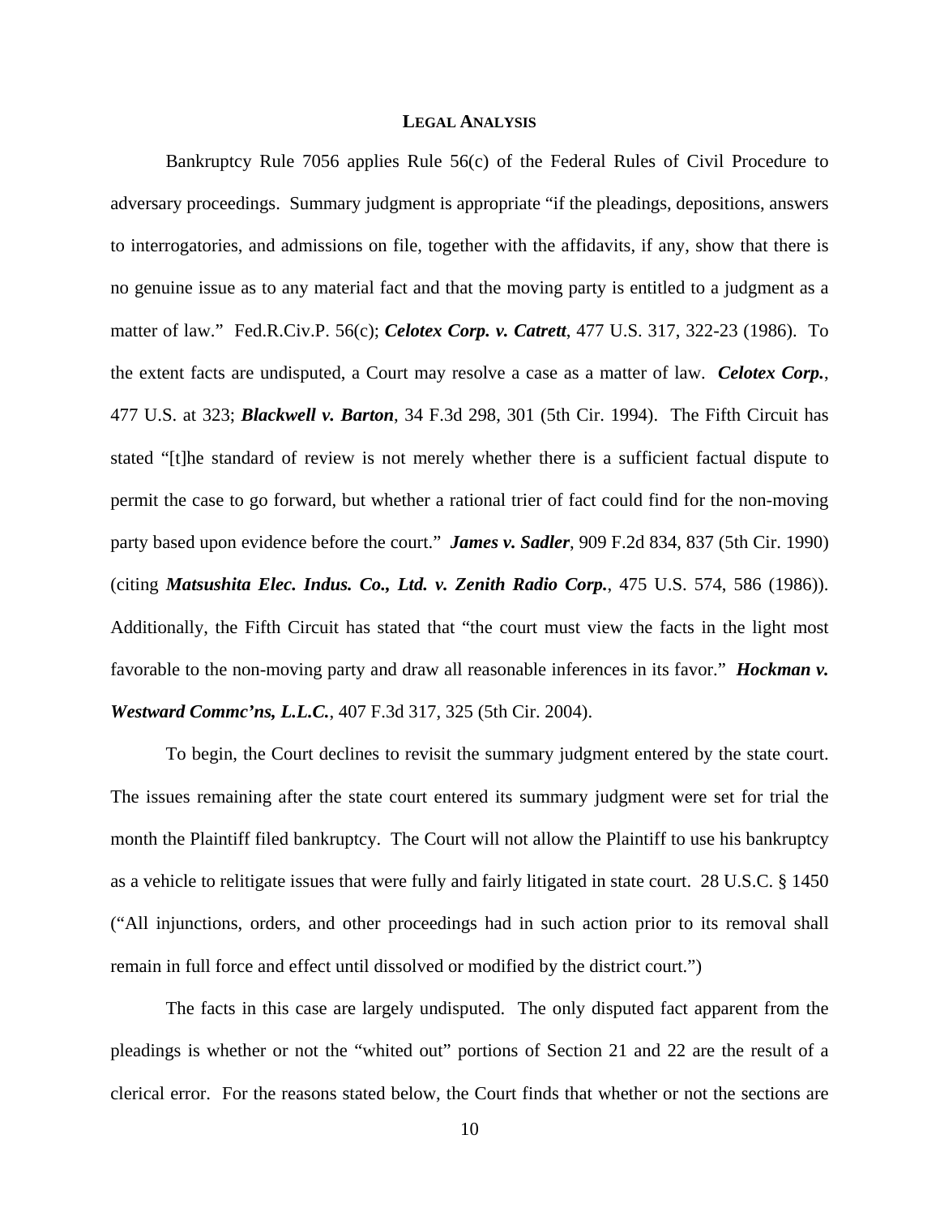## LEGAL ANALYSIS

Bankruptcy Rule 7056 applies Rule 56(c) of the Federal Rules of Civil Procedure to adversary proceedings. Summary judgment is appropriate "if the pleadings, depositions, answers to interrogatories, and admissions on file, together with the affidavits, if any, show that there is no genuine issue as to any material fact and that the moving party is entitled to a judgment as a matter of law." Fed.R.Civ.P. 56(c); ***Celotex Corp. v. Catrett***, 477 U.S. 317, 322-23 (1986). To the extent facts are undisputed, a Court may resolve a case as a matter of law. ***Celotex Corp.***, 477 U.S. at 323; ***Blackwell v. Barton***, 34 F.3d 298, 301 (5th Cir. 1994). The Fifth Circuit has stated "[t]he standard of review is not merely whether there is a sufficient factual dispute to permit the case to go forward, but whether a rational trier of fact could find for the non-moving party based upon evidence before the court." ***James v. Sadler***, 909 F.2d 834, 837 (5th Cir. 1990) (citing ***Matsushita Elec. Indus. Co., Ltd. v. Zenith Radio Corp.***, 475 U.S. 574, 586 (1986)). Additionally, the Fifth Circuit has stated that "the court must view the facts in the light most favorable to the non-moving party and draw all reasonable inferences in its favor." ***Hockman v. Westward Commc'ns, L.L.C.***, 407 F.3d 317, 325 (5th Cir. 2004).

To begin, the Court declines to revisit the summary judgment entered by the state court. The issues remaining after the state court entered its summary judgment were set for trial the month the Plaintiff filed bankruptcy. The Court will not allow the Plaintiff to use his bankruptcy as a vehicle to relitigate issues that were fully and fairly litigated in state court. 28 U.S.C. § 1450 ("All injunctions, orders, and other proceedings had in such action prior to its removal shall remain in full force and effect until dissolved or modified by the district court.")

The facts in this case are largely undisputed. The only disputed fact apparent from the pleadings is whether or not the "whited out" portions of Section 21 and 22 are the result of a clerical error. For the reasons stated below, the Court finds that whether or not the sections are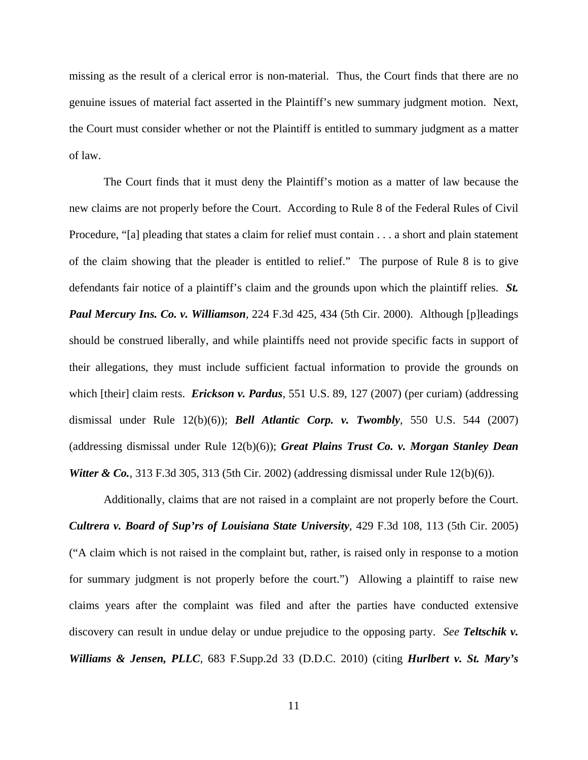missing as the result of a clerical error is non-material. Thus, the Court finds that there are no genuine issues of material fact asserted in the Plaintiff's new summary judgment motion. Next, the Court must consider whether or not the Plaintiff is entitled to summary judgment as a matter of law.

The Court finds that it must deny the Plaintiff's motion as a matter of law because the new claims are not properly before the Court. According to Rule 8 of the Federal Rules of Civil Procedure, "[a] pleading that states a claim for relief must contain . . . a short and plain statement of the claim showing that the pleader is entitled to relief." The purpose of Rule 8 is to give defendants fair notice of a plaintiff's claim and the grounds upon which the plaintiff relies. ***St. Paul Mercury Ins. Co. v. Williamson***, 224 F.3d 425, 434 (5th Cir. 2000). Although [p]leadings should be construed liberally, and while plaintiffs need not provide specific facts in support of their allegations, they must include sufficient factual information to provide the grounds on which [their] claim rests. ***Erickson v. Pardus***, 551 U.S. 89, 127 (2007) (per curiam) (addressing dismissal under Rule 12(b)(6)); ***Bell Atlantic Corp. v. Twombly***, 550 U.S. 544 (2007) (addressing dismissal under Rule 12(b)(6)); ***Great Plains Trust Co. v. Morgan Stanley Dean Witter & Co.***, 313 F.3d 305, 313 (5th Cir. 2002) (addressing dismissal under Rule 12(b)(6)).

Additionally, claims that are not raised in a complaint are not properly before the Court. ***Cultrera v. Board of Sup'rs of Louisiana State University***, 429 F.3d 108, 113 (5th Cir. 2005) ("A claim which is not raised in the complaint but, rather, is raised only in response to a motion for summary judgment is not properly before the court.") Allowing a plaintiff to raise new claims years after the complaint was filed and after the parties have conducted extensive discovery can result in undue delay or undue prejudice to the opposing party. *See* ***Teltschik v. Williams & Jensen, PLLC***, 683 F.Supp.2d 33 (D.D.C. 2010) (citing ***Hurlbert v. St. Mary's***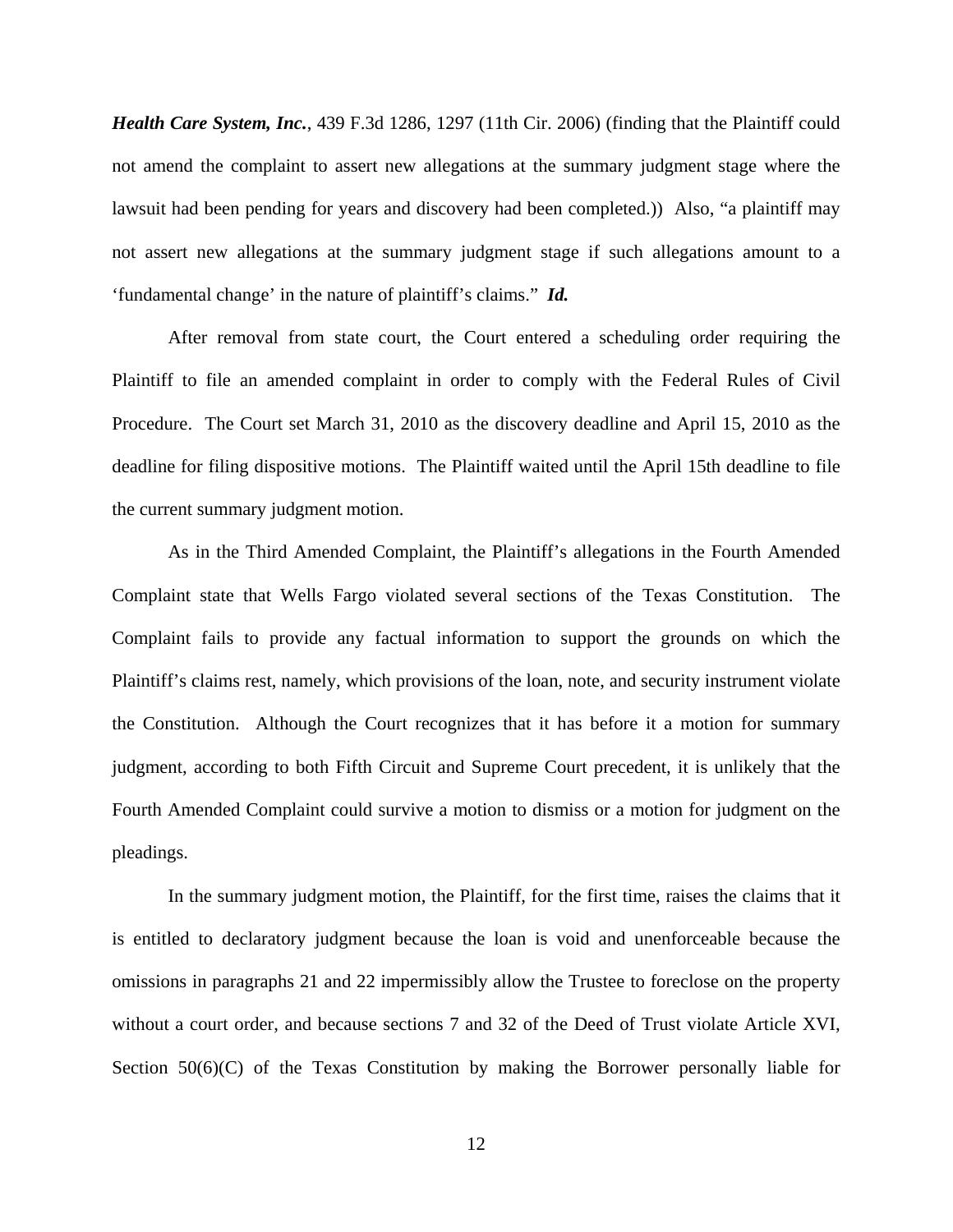***Health Care System, Inc.***, 439 F.3d 1286, 1297 (11th Cir. 2006) (finding that the Plaintiff could not amend the complaint to assert new allegations at the summary judgment stage where the lawsuit had been pending for years and discovery had been completed.)) Also, "a plaintiff may not assert new allegations at the summary judgment stage if such allegations amount to a 'fundamental change' in the nature of plaintiff's claims." ***Id.***

After removal from state court, the Court entered a scheduling order requiring the Plaintiff to file an amended complaint in order to comply with the Federal Rules of Civil Procedure. The Court set March 31, 2010 as the discovery deadline and April 15, 2010 as the deadline for filing dispositive motions. The Plaintiff waited until the April 15th deadline to file the current summary judgment motion.

As in the Third Amended Complaint, the Plaintiff's allegations in the Fourth Amended Complaint state that Wells Fargo violated several sections of the Texas Constitution. The Complaint fails to provide any factual information to support the grounds on which the Plaintiff's claims rest, namely, which provisions of the loan, note, and security instrument violate the Constitution. Although the Court recognizes that it has before it a motion for summary judgment, according to both Fifth Circuit and Supreme Court precedent, it is unlikely that the Fourth Amended Complaint could survive a motion to dismiss or a motion for judgment on the pleadings.

In the summary judgment motion, the Plaintiff, for the first time, raises the claims that it is entitled to declaratory judgment because the loan is void and unenforceable because the omissions in paragraphs 21 and 22 impermissibly allow the Trustee to foreclose on the property without a court order, and because sections 7 and 32 of the Deed of Trust violate Article XVI, Section 50(6)(C) of the Texas Constitution by making the Borrower personally liable for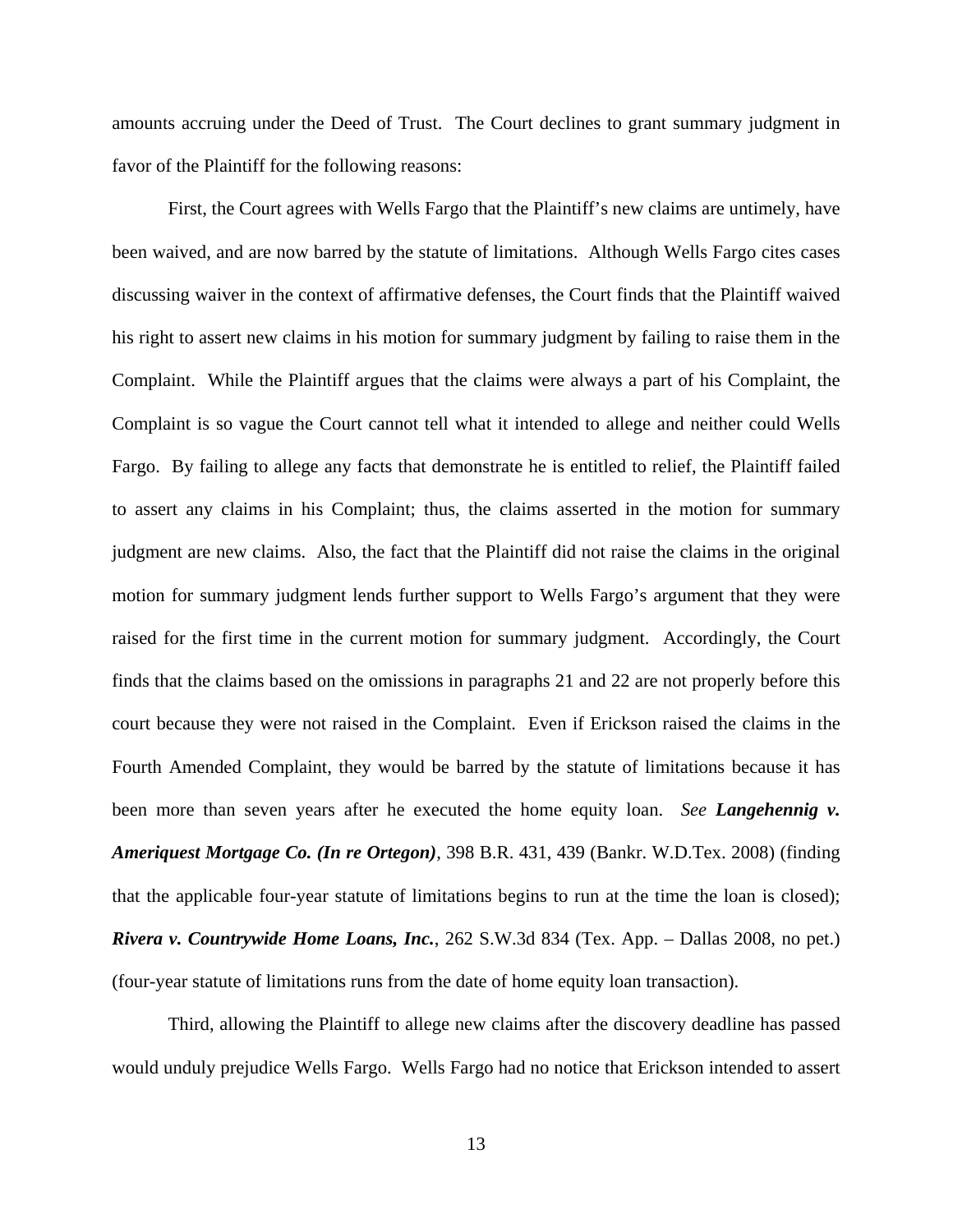amounts accruing under the Deed of Trust. The Court declines to grant summary judgment in favor of the Plaintiff for the following reasons:

First, the Court agrees with Wells Fargo that the Plaintiff's new claims are untimely, have been waived, and are now barred by the statute of limitations. Although Wells Fargo cites cases discussing waiver in the context of affirmative defenses, the Court finds that the Plaintiff waived his right to assert new claims in his motion for summary judgment by failing to raise them in the Complaint. While the Plaintiff argues that the claims were always a part of his Complaint, the Complaint is so vague the Court cannot tell what it intended to allege and neither could Wells Fargo. By failing to allege any facts that demonstrate he is entitled to relief, the Plaintiff failed to assert any claims in his Complaint; thus, the claims asserted in the motion for summary judgment are new claims. Also, the fact that the Plaintiff did not raise the claims in the original motion for summary judgment lends further support to Wells Fargo's argument that they were raised for the first time in the current motion for summary judgment. Accordingly, the Court finds that the claims based on the omissions in paragraphs 21 and 22 are not properly before this court because they were not raised in the Complaint. Even if Erickson raised the claims in the Fourth Amended Complaint, they would be barred by the statute of limitations because it has been more than seven years after he executed the home equity loan. *See* ***Langehennig v. Ameriquest Mortgage Co. (In re Ortegon)***, 398 B.R. 431, 439 (Bankr. W.D.Tex. 2008) (finding that the applicable four-year statute of limitations begins to run at the time the loan is closed); ***Rivera v. Countrywide Home Loans, Inc.***, 262 S.W.3d 834 (Tex. App. – Dallas 2008, no pet.) (four-year statute of limitations runs from the date of home equity loan transaction).

Third, allowing the Plaintiff to allege new claims after the discovery deadline has passed would unduly prejudice Wells Fargo. Wells Fargo had no notice that Erickson intended to assert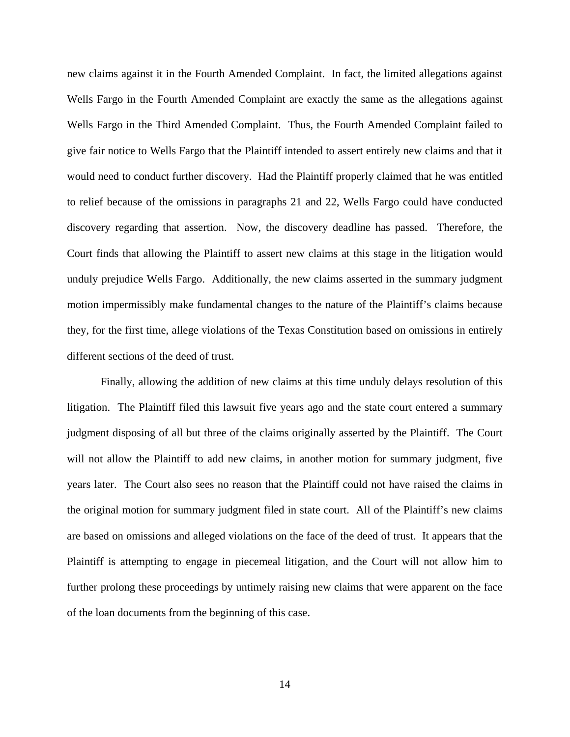new claims against it in the Fourth Amended Complaint. In fact, the limited allegations against Wells Fargo in the Fourth Amended Complaint are exactly the same as the allegations against Wells Fargo in the Third Amended Complaint. Thus, the Fourth Amended Complaint failed to give fair notice to Wells Fargo that the Plaintiff intended to assert entirely new claims and that it would need to conduct further discovery. Had the Plaintiff properly claimed that he was entitled to relief because of the omissions in paragraphs 21 and 22, Wells Fargo could have conducted discovery regarding that assertion. Now, the discovery deadline has passed. Therefore, the Court finds that allowing the Plaintiff to assert new claims at this stage in the litigation would unduly prejudice Wells Fargo. Additionally, the new claims asserted in the summary judgment motion impermissibly make fundamental changes to the nature of the Plaintiff's claims because they, for the first time, allege violations of the Texas Constitution based on omissions in entirely different sections of the deed of trust.

Finally, allowing the addition of new claims at this time unduly delays resolution of this litigation. The Plaintiff filed this lawsuit five years ago and the state court entered a summary judgment disposing of all but three of the claims originally asserted by the Plaintiff. The Court will not allow the Plaintiff to add new claims, in another motion for summary judgment, five years later. The Court also sees no reason that the Plaintiff could not have raised the claims in the original motion for summary judgment filed in state court. All of the Plaintiff's new claims are based on omissions and alleged violations on the face of the deed of trust. It appears that the Plaintiff is attempting to engage in piecemeal litigation, and the Court will not allow him to further prolong these proceedings by untimely raising new claims that were apparent on the face of the loan documents from the beginning of this case.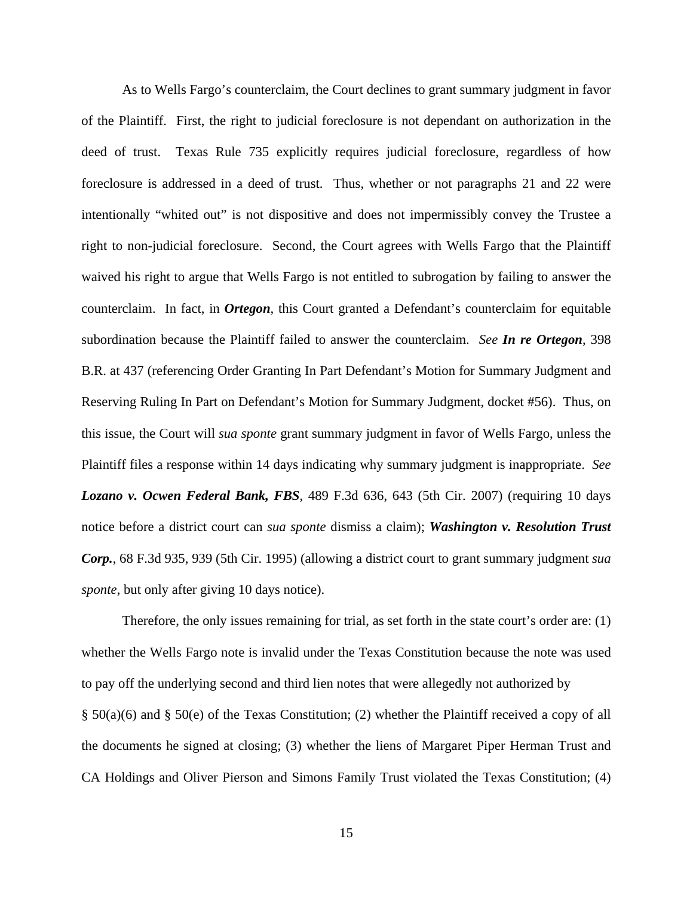As to Wells Fargo's counterclaim, the Court declines to grant summary judgment in favor of the Plaintiff. First, the right to judicial foreclosure is not dependant on authorization in the deed of trust. Texas Rule 735 explicitly requires judicial foreclosure, regardless of how foreclosure is addressed in a deed of trust. Thus, whether or not paragraphs 21 and 22 were intentionally "whited out" is not dispositive and does not impermissibly convey the Trustee a right to non-judicial foreclosure. Second, the Court agrees with Wells Fargo that the Plaintiff waived his right to argue that Wells Fargo is not entitled to subrogation by failing to answer the counterclaim. In fact, in ***Ortegon***, this Court granted a Defendant's counterclaim for equitable subordination because the Plaintiff failed to answer the counterclaim. *See* ***In re Ortegon***, 398 B.R. at 437 (referencing Order Granting In Part Defendant's Motion for Summary Judgment and Reserving Ruling In Part on Defendant's Motion for Summary Judgment, docket #56). Thus, on this issue, the Court will *sua sponte* grant summary judgment in favor of Wells Fargo, unless the Plaintiff files a response within 14 days indicating why summary judgment is inappropriate. *See* ***Lozano v. Ocwen Federal Bank, FBS***, 489 F.3d 636, 643 (5th Cir. 2007) (requiring 10 days notice before a district court can *sua sponte* dismiss a claim); ***Washington v. Resolution Trust Corp.***, 68 F.3d 935, 939 (5th Cir. 1995) (allowing a district court to grant summary judgment *sua sponte*, but only after giving 10 days notice).

Therefore, the only issues remaining for trial, as set forth in the state court's order are: (1) whether the Wells Fargo note is invalid under the Texas Constitution because the note was used to pay off the underlying second and third lien notes that were allegedly not authorized by § 50(a)(6) and § 50(e) of the Texas Constitution; (2) whether the Plaintiff received a copy of all the documents he signed at closing; (3) whether the liens of Margaret Piper Herman Trust and CA Holdings and Oliver Pierson and Simons Family Trust violated the Texas Constitution; (4)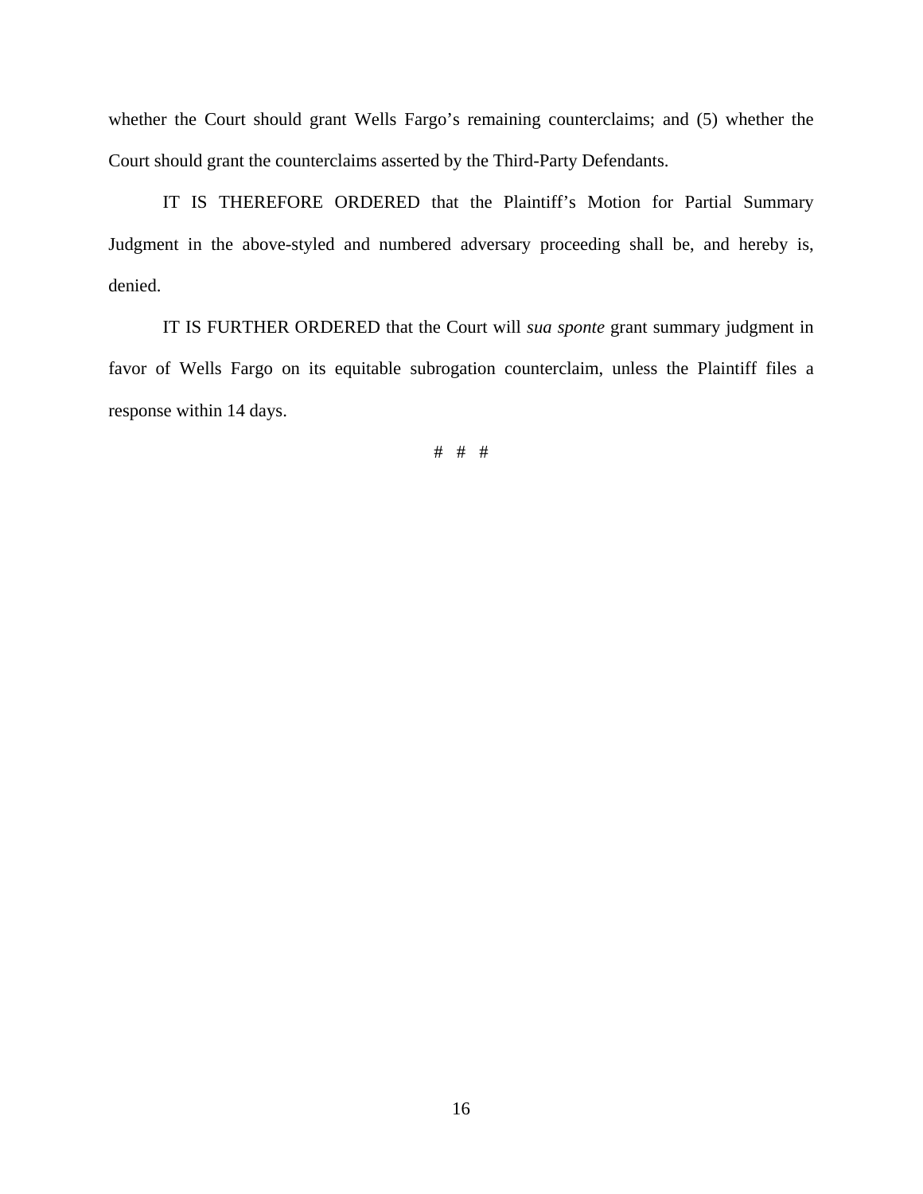whether the Court should grant Wells Fargo's remaining counterclaims; and (5) whether the Court should grant the counterclaims asserted by the Third-Party Defendants.

IT IS THEREFORE ORDERED that the Plaintiff's Motion for Partial Summary Judgment in the above-styled and numbered adversary proceeding shall be, and hereby is, denied.

IT IS FURTHER ORDERED that the Court will *sua sponte* grant summary judgment in favor of Wells Fargo on its equitable subrogation counterclaim, unless the Plaintiff files a response within 14 days.

# # #